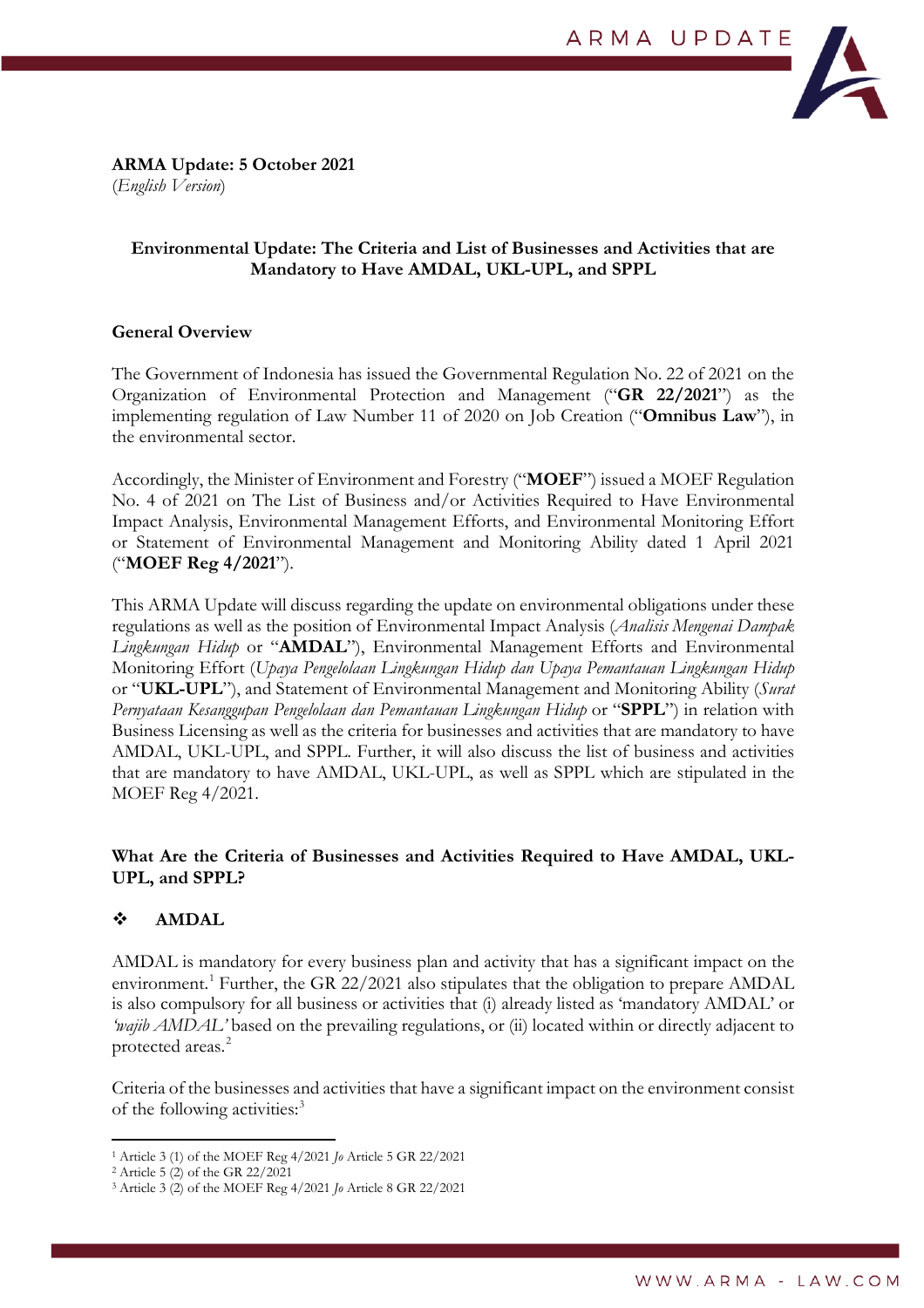**ARMA Update: 5 October 2021**
(*English Version*)

## Environmental Update: The Criteria and List of Businesses and Activities that are Mandatory to Have AMDAL, UKL-UPL, and SPPL

### General Overview

The Government of Indonesia has issued the Governmental Regulation No. 22 of 2021 on the Organization of Environmental Protection and Management ("**GR 22/2021**") as the implementing regulation of Law Number 11 of 2020 on Job Creation ("**Omnibus Law**"), in the environmental sector.

Accordingly, the Minister of Environment and Forestry ("**MOEF**") issued a MOEF Regulation No. 4 of 2021 on The List of Business and/or Activities Required to Have Environmental Impact Analysis, Environmental Management Efforts, and Environmental Monitoring Effort or Statement of Environmental Management and Monitoring Ability dated 1 April 2021 ("**MOEF Reg 4/2021**").

This ARMA Update will discuss regarding the update on environmental obligations under these regulations as well as the position of Environmental Impact Analysis (*Analisis Mengenai Dampak Lingkungan Hidup* or "**AMDAL**"), Environmental Management Efforts and Environmental Monitoring Effort (*Upaya Pengelolaan Lingkungan Hidup dan Upaya Pemantauan Lingkungan Hidup* or "**UKL-UPL**"), and Statement of Environmental Management and Monitoring Ability (*Surat Pernyataan Kesanggupan Pengelolaan dan Pemantauan Lingkungan Hidup* or "**SPPL**") in relation with Business Licensing as well as the criteria for businesses and activities that are mandatory to have AMDAL, UKL-UPL, and SPPL. Further, it will also discuss the list of business and activities that are mandatory to have AMDAL, UKL-UPL, as well as SPPL which are stipulated in the MOEF Reg 4/2021.

### What Are the Criteria of Businesses and Activities Required to Have AMDAL, UKL-UPL, and SPPL?

#### ❖ AMDAL

AMDAL is mandatory for every business plan and activity that has a significant impact on the environment.[1] Further, the GR 22/2021 also stipulates that the obligation to prepare AMDAL is also compulsory for all business or activities that (i) already listed as 'mandatory AMDAL' or *'wajib AMDAL'* based on the prevailing regulations, or (ii) located within or directly adjacent to protected areas.[2]

Criteria of the businesses and activities that have a significant impact on the environment consist of the following activities:[3]

---

[1] Article 3 (1) of the MOEF Reg 4/2021 *Jo* Article 5 GR 22/2021
[2] Article 5 (2) of the GR 22/2021
[3] Article 3 (2) of the MOEF Reg 4/2021 *Jo* Article 8 GR 22/2021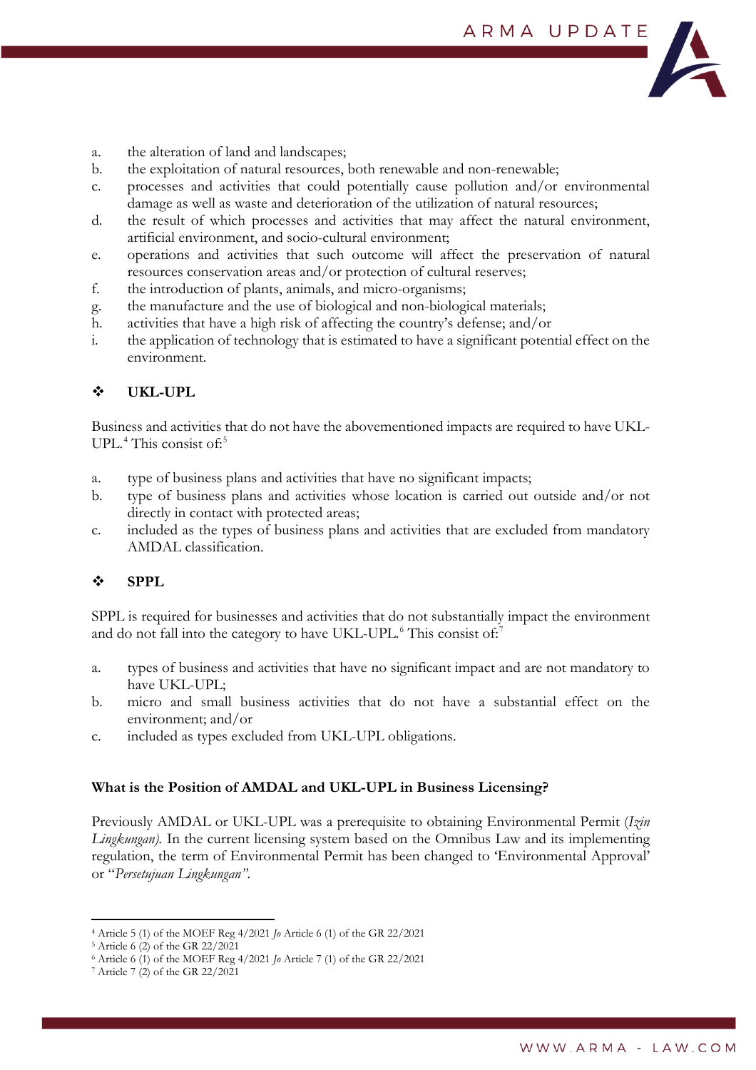a. the alteration of land and landscapes;
b. the exploitation of natural resources, both renewable and non-renewable;
c. processes and activities that could potentially cause pollution and/or environmental damage as well as waste and deterioration of the utilization of natural resources;
d. the result of which processes and activities that may affect the natural environment, artificial environment, and socio-cultural environment;
e. operations and activities that such outcome will affect the preservation of natural resources conservation areas and/or protection of cultural reserves;
f. the introduction of plants, animals, and micro-organisms;
g. the manufacture and the use of biological and non-biological materials;
h. activities that have a high risk of affecting the country's defense; and/or
i. the application of technology that is estimated to have a significant potential effect on the environment.

❖ **UKL-UPL**

Business and activities that do not have the abovementioned impacts are required to have UKL-UPL.[4] This consist of:[5]

a. type of business plans and activities that have no significant impacts;
b. type of business plans and activities whose location is carried out outside and/or not directly in contact with protected areas;
c. included as the types of business plans and activities that are excluded from mandatory AMDAL classification.

❖ **SPPL**

SPPL is required for businesses and activities that do not substantially impact the environment and do not fall into the category to have UKL-UPL.[6] This consist of:[7]

a. types of business and activities that have no significant impact and are not mandatory to have UKL-UPL;
b. micro and small business activities that do not have a substantial effect on the environment; and/or
c. included as types excluded from UKL-UPL obligations.

**What is the Position of AMDAL and UKL-UPL in Business Licensing?**

Previously AMDAL or UKL-UPL was a prerequisite to obtaining Environmental Permit (*Izin Lingkungan)*. In the current licensing system based on the Omnibus Law and its implementing regulation, the term of Environmental Permit has been changed to 'Environmental Approval' or "*Persetujuan Lingkungan"*.

---

[4] Article 5 (1) of the MOEF Reg 4/2021 *Jo* Article 6 (1) of the GR 22/2021
[5] Article 6 (2) of the GR 22/2021
[6] Article 6 (1) of the MOEF Reg 4/2021 *Jo* Article 7 (1) of the GR 22/2021
[7] Article 7 (2) of the GR 22/2021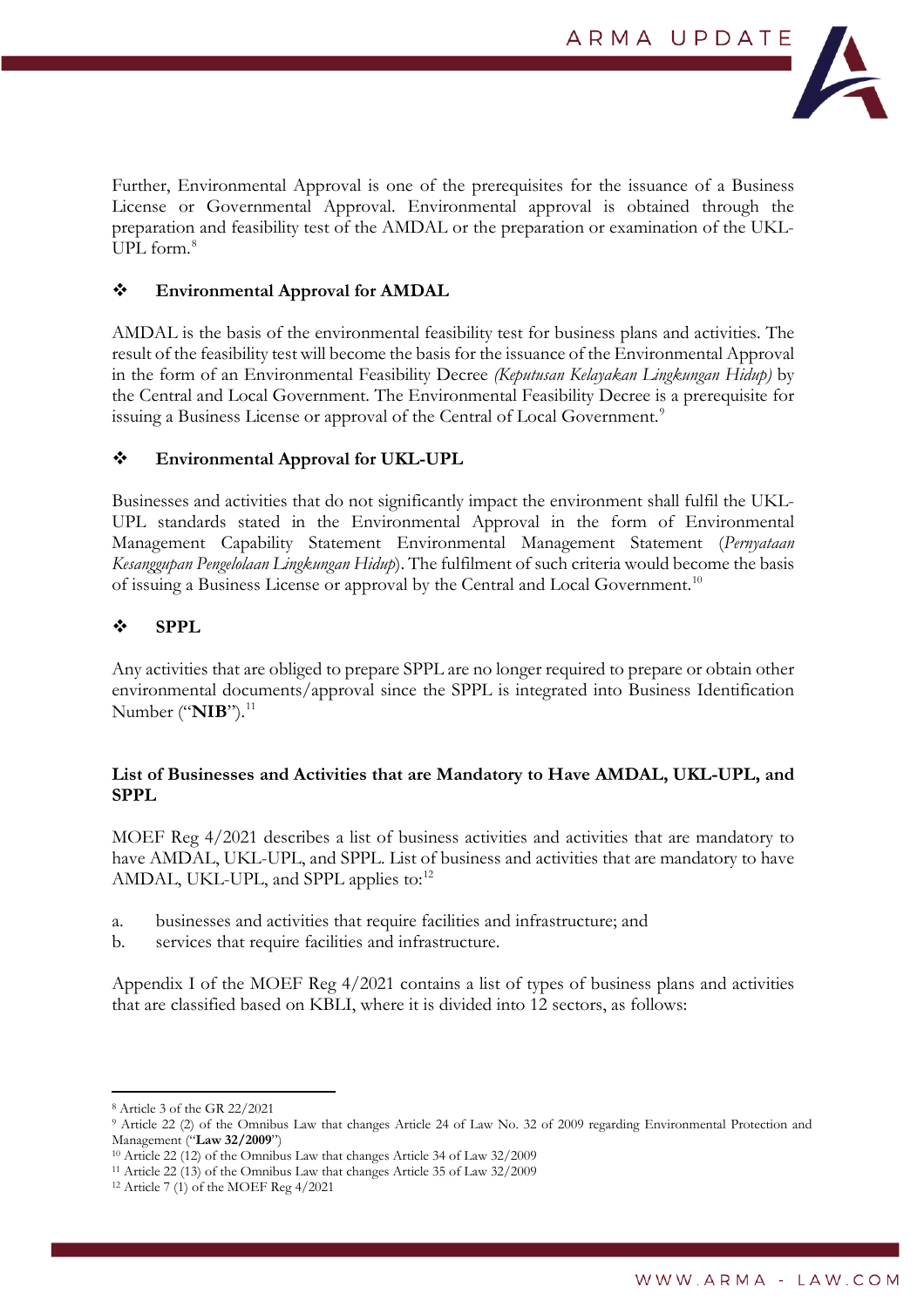Further, Environmental Approval is one of the prerequisites for the issuance of a Business License or Governmental Approval. Environmental approval is obtained through the preparation and feasibility test of the AMDAL or the preparation or examination of the UKL-UPL form.[8]

- **Environmental Approval for AMDAL**

AMDAL is the basis of the environmental feasibility test for business plans and activities. The result of the feasibility test will become the basis for the issuance of the Environmental Approval in the form of an Environmental Feasibility Decree *(Keputusan Kelayakan Lingkungan Hidup)* by the Central and Local Government. The Environmental Feasibility Decree is a prerequisite for issuing a Business License or approval of the Central of Local Government.[9]

- **Environmental Approval for UKL-UPL**

Businesses and activities that do not significantly impact the environment shall fulfil the UKL-UPL standards stated in the Environmental Approval in the form of Environmental Management Capability Statement Environmental Management Statement (*Pernyataan Kesanggupan Pengelolaan Lingkungan Hidup*). The fulfilment of such criteria would become the basis of issuing a Business License or approval by the Central and Local Government.[10]

- **SPPL**

Any activities that are obliged to prepare SPPL are no longer required to prepare or obtain other environmental documents/approval since the SPPL is integrated into Business Identification Number ("**NIB**").[11]

**List of Businesses and Activities that are Mandatory to Have AMDAL, UKL-UPL, and SPPL**

MOEF Reg 4/2021 describes a list of business activities and activities that are mandatory to have AMDAL, UKL-UPL, and SPPL. List of business and activities that are mandatory to have AMDAL, UKL-UPL, and SPPL applies to:[12]

a. businesses and activities that require facilities and infrastructure; and
b. services that require facilities and infrastructure.

Appendix I of the MOEF Reg 4/2021 contains a list of types of business plans and activities that are classified based on KBLI, where it is divided into 12 sectors, as follows:

---

[8] Article 3 of the GR 22/2021
[9] Article 22 (2) of the Omnibus Law that changes Article 24 of Law No. 32 of 2009 regarding Environmental Protection and Management ("**Law 32/2009**")
[10] Article 22 (12) of the Omnibus Law that changes Article 34 of Law 32/2009
[11] Article 22 (13) of the Omnibus Law that changes Article 35 of Law 32/2009
[12] Article 7 (1) of the MOEF Reg 4/2021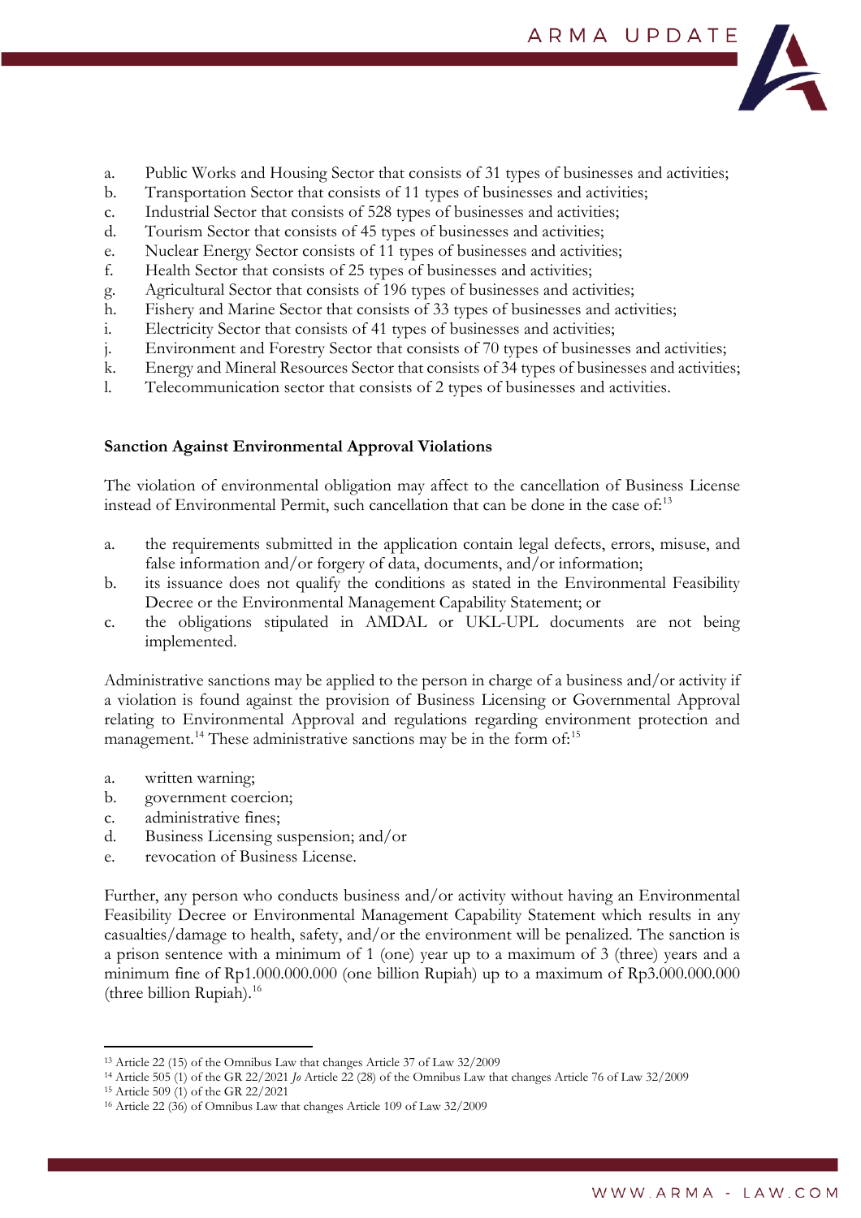a. Public Works and Housing Sector that consists of 31 types of businesses and activities;
b. Transportation Sector that consists of 11 types of businesses and activities;
c. Industrial Sector that consists of 528 types of businesses and activities;
d. Tourism Sector that consists of 45 types of businesses and activities;
e. Nuclear Energy Sector consists of 11 types of businesses and activities;
f. Health Sector that consists of 25 types of businesses and activities;
g. Agricultural Sector that consists of 196 types of businesses and activities;
h. Fishery and Marine Sector that consists of 33 types of businesses and activities;
i. Electricity Sector that consists of 41 types of businesses and activities;
j. Environment and Forestry Sector that consists of 70 types of businesses and activities;
k. Energy and Mineral Resources Sector that consists of 34 types of businesses and activities;
l. Telecommunication sector that consists of 2 types of businesses and activities.

**Sanction Against Environmental Approval Violations**

The violation of environmental obligation may affect to the cancellation of Business License instead of Environmental Permit, such cancellation that can be done in the case of:[13]

a. the requirements submitted in the application contain legal defects, errors, misuse, and false information and/or forgery of data, documents, and/or information;
b. its issuance does not qualify the conditions as stated in the Environmental Feasibility Decree or the Environmental Management Capability Statement; or
c. the obligations stipulated in AMDAL or UKL-UPL documents are not being implemented.

Administrative sanctions may be applied to the person in charge of a business and/or activity if a violation is found against the provision of Business Licensing or Governmental Approval relating to Environmental Approval and regulations regarding environment protection and management.[14] These administrative sanctions may be in the form of:[15]

a. written warning;
b. government coercion;
c. administrative fines;
d. Business Licensing suspension; and/or
e. revocation of Business License.

Further, any person who conducts business and/or activity without having an Environmental Feasibility Decree or Environmental Management Capability Statement which results in any casualties/damage to health, safety, and/or the environment will be penalized. The sanction is a prison sentence with a minimum of 1 (one) year up to a maximum of 3 (three) years and a minimum fine of Rp1.000.000.000 (one billion Rupiah) up to a maximum of Rp3.000.000.000 (three billion Rupiah).[16]

---

[13] Article 22 (15) of the Omnibus Law that changes Article 37 of Law 32/2009
[14] Article 505 (1) of the GR 22/2021 *Jo* Article 22 (28) of the Omnibus Law that changes Article 76 of Law 32/2009
[15] Article 509 (1) of the GR 22/2021
[16] Article 22 (36) of Omnibus Law that changes Article 109 of Law 32/2009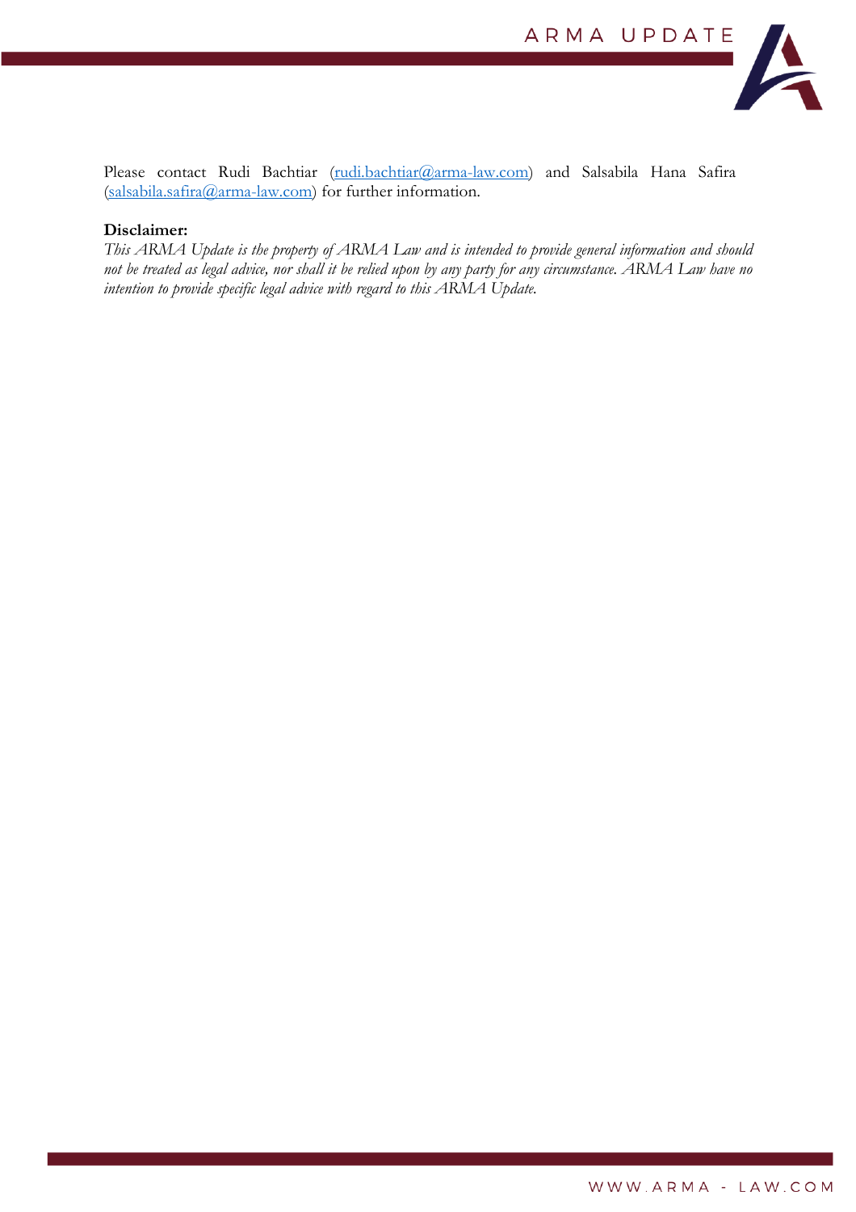Please contact Rudi Bachtiar (rudi.bachtiar@arma-law.com) and Salsabila Hana Safira (salsabila.safira@arma-law.com) for further information.

**Disclaimer:**
*This ARMA Update is the property of ARMA Law and is intended to provide general information and should not be treated as legal advice, nor shall it be relied upon by any party for any circumstance. ARMA Law have no intention to provide specific legal advice with regard to this ARMA Update.*